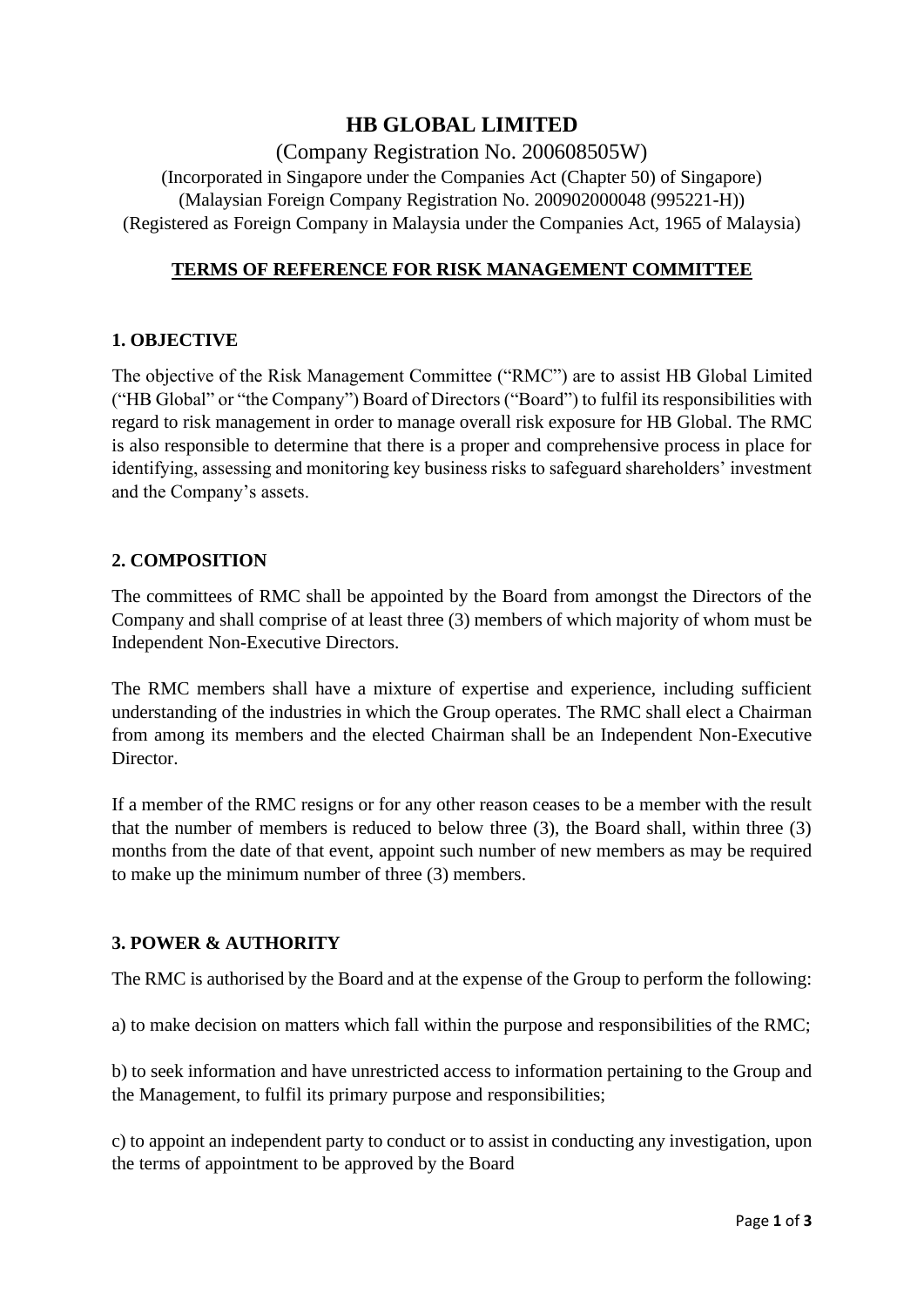# HB GLOBAL LIMITED

(Company Registration No. 200608505W)
(Incorporated in Singapore under the Companies Act (Chapter 50) of Singapore)
(Malaysian Foreign Company Registration No. 200902000048 (995221-H))
(Registered as Foreign Company in Malaysia under the Companies Act, 1965 of Malaysia)

## TERMS OF REFERENCE FOR RISK MANAGEMENT COMMITTEE

### 1. OBJECTIVE

The objective of the Risk Management Committee ("RMC") are to assist HB Global Limited ("HB Global" or "the Company") Board of Directors ("Board") to fulfil its responsibilities with regard to risk management in order to manage overall risk exposure for HB Global. The RMC is also responsible to determine that there is a proper and comprehensive process in place for identifying, assessing and monitoring key business risks to safeguard shareholders' investment and the Company's assets.

### 2. COMPOSITION

The committees of RMC shall be appointed by the Board from amongst the Directors of the Company and shall comprise of at least three (3) members of which majority of whom must be Independent Non-Executive Directors.

The RMC members shall have a mixture of expertise and experience, including sufficient understanding of the industries in which the Group operates. The RMC shall elect a Chairman from among its members and the elected Chairman shall be an Independent Non-Executive Director.

If a member of the RMC resigns or for any other reason ceases to be a member with the result that the number of members is reduced to below three (3), the Board shall, within three (3) months from the date of that event, appoint such number of new members as may be required to make up the minimum number of three (3) members.

### 3. POWER & AUTHORITY

The RMC is authorised by the Board and at the expense of the Group to perform the following:

a) to make decision on matters which fall within the purpose and responsibilities of the RMC;

b) to seek information and have unrestricted access to information pertaining to the Group and the Management, to fulfil its primary purpose and responsibilities;

c) to appoint an independent party to conduct or to assist in conducting any investigation, upon the terms of appointment to be approved by the Board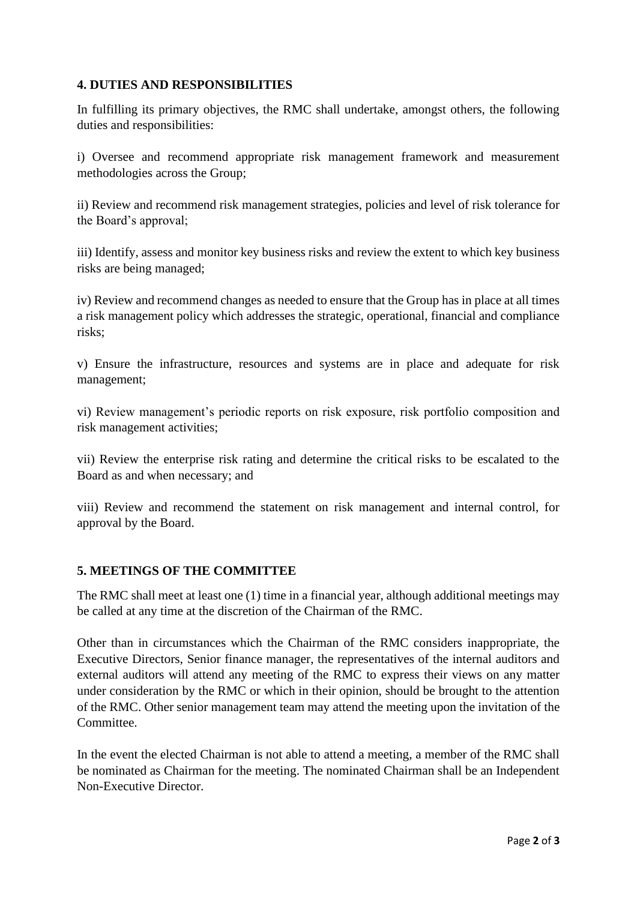## 4. DUTIES AND RESPONSIBILITIES

In fulfilling its primary objectives, the RMC shall undertake, amongst others, the following duties and responsibilities:

i) Oversee and recommend appropriate risk management framework and measurement methodologies across the Group;

ii) Review and recommend risk management strategies, policies and level of risk tolerance for the Board's approval;

iii) Identify, assess and monitor key business risks and review the extent to which key business risks are being managed;

iv) Review and recommend changes as needed to ensure that the Group has in place at all times a risk management policy which addresses the strategic, operational, financial and compliance risks;

v) Ensure the infrastructure, resources and systems are in place and adequate for risk management;

vi) Review management's periodic reports on risk exposure, risk portfolio composition and risk management activities;

vii) Review the enterprise risk rating and determine the critical risks to be escalated to the Board as and when necessary; and

viii) Review and recommend the statement on risk management and internal control, for approval by the Board.

## 5. MEETINGS OF THE COMMITTEE

The RMC shall meet at least one (1) time in a financial year, although additional meetings may be called at any time at the discretion of the Chairman of the RMC.

Other than in circumstances which the Chairman of the RMC considers inappropriate, the Executive Directors, Senior finance manager, the representatives of the internal auditors and external auditors will attend any meeting of the RMC to express their views on any matter under consideration by the RMC or which in their opinion, should be brought to the attention of the RMC. Other senior management team may attend the meeting upon the invitation of the Committee.

In the event the elected Chairman is not able to attend a meeting, a member of the RMC shall be nominated as Chairman for the meeting. The nominated Chairman shall be an Independent Non-Executive Director.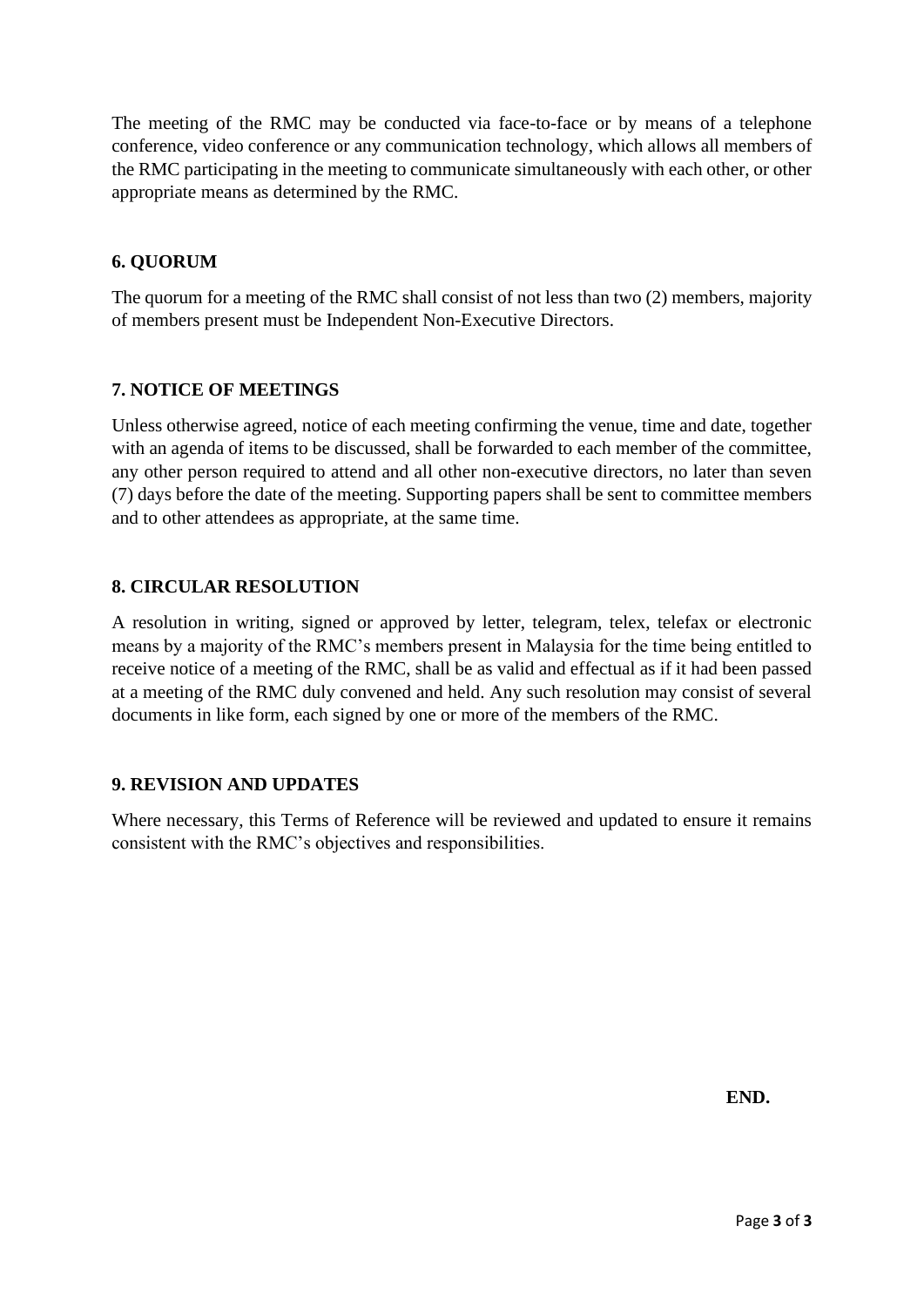The meeting of the RMC may be conducted via face-to-face or by means of a telephone conference, video conference or any communication technology, which allows all members of the RMC participating in the meeting to communicate simultaneously with each other, or other appropriate means as determined by the RMC.

## 6. QUORUM

The quorum for a meeting of the RMC shall consist of not less than two (2) members, majority of members present must be Independent Non-Executive Directors.

## 7. NOTICE OF MEETINGS

Unless otherwise agreed, notice of each meeting confirming the venue, time and date, together with an agenda of items to be discussed, shall be forwarded to each member of the committee, any other person required to attend and all other non-executive directors, no later than seven (7) days before the date of the meeting. Supporting papers shall be sent to committee members and to other attendees as appropriate, at the same time.

## 8. CIRCULAR RESOLUTION

A resolution in writing, signed or approved by letter, telegram, telex, telefax or electronic means by a majority of the RMC's members present in Malaysia for the time being entitled to receive notice of a meeting of the RMC, shall be as valid and effectual as if it had been passed at a meeting of the RMC duly convened and held. Any such resolution may consist of several documents in like form, each signed by one or more of the members of the RMC.

## 9. REVISION AND UPDATES

Where necessary, this Terms of Reference will be reviewed and updated to ensure it remains consistent with the RMC's objectives and responsibilities.

**END.**